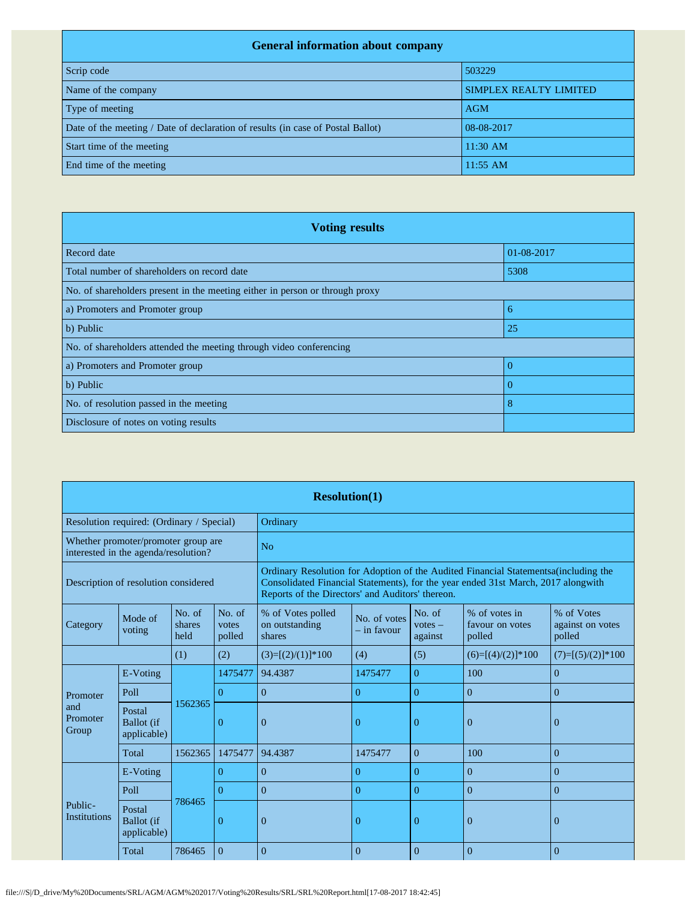## General information about company

| General information about company | |
|---|---|
| Scrip code | 503229 |
| Name of the company | SIMPLEX REALTY LIMITED |
| Type of meeting | AGM |
| Date of the meeting / Date of declaration of results (in case of Postal Ballot) | 08-08-2017 |
| Start time of the meeting | 11:30 AM |
| End time of the meeting | 11:55 AM |

## Voting results

| Voting results | |
|---|---|
| Record date | 01-08-2017 |
| Total number of shareholders on record date | 5308 |
| No. of shareholders present in the meeting either in person or through proxy | |
| a) Promoters and Promoter group | 6 |
| b) Public | 25 |
| No. of shareholders attended the meeting through video conferencing | |
| a) Promoters and Promoter group | 0 |
| b) Public | 0 |
| No. of resolution passed in the meeting | 8 |
| Disclosure of notes on voting results | |

## Resolution(1)

| Resolution required: (Ordinary / Special) | | | | Ordinary | | | | |
|---|---|---|---|---|---|---|---|---|
| Whether promoter/promoter group are interested in the agenda/resolution? | | | | No | | | | |
| Description of resolution considered | | | | Ordinary Resolution for Adoption of the Audited Financial Statementsa(including the Consolidated Financial Statements), for the year ended 31st March, 2017 alongwith Reports of the Directors' and Auditors' thereon. | | | | |
| Category | Mode of voting | No. of shares held | No. of votes polled | % of Votes polled on outstanding shares | No. of votes – in favour | No. of votes – against | % of votes in favour on votes polled | % of Votes against on votes polled |
| | | (1) | (2) | (3)=[(2)/(1)]*100 | (4) | (5) | (6)=[(4)/(2)]*100 | (7)=[(5)/(2)]*100 |
| Promoter and Promoter Group | E-Voting | 1562365 | 1475477 | 94.4387 | 1475477 | 0 | 100 | 0 |
| | Poll | | 0 | 0 | 0 | 0 | 0 | 0 |
| | Postal Ballot (if applicable) | | 0 | 0 | 0 | 0 | 0 | 0 |
| | Total | 1562365 | 1475477 | 94.4387 | 1475477 | 0 | 100 | 0 |
| Public-Institutions | E-Voting | 786465 | 0 | 0 | 0 | 0 | 0 | 0 |
| | Poll | | 0 | 0 | 0 | 0 | 0 | 0 |
| | Postal Ballot (if applicable) | | 0 | 0 | 0 | 0 | 0 | 0 |
| | Total | 786465 | 0 | 0 | 0 | 0 | 0 | 0 |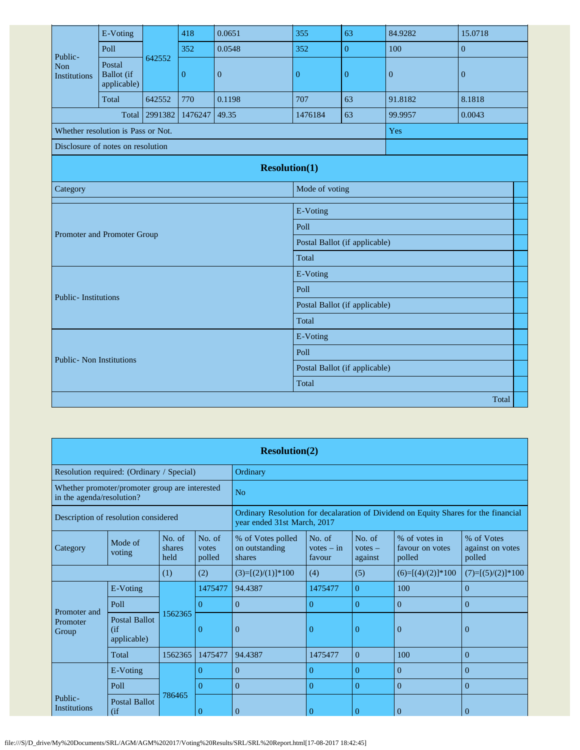| Category | Mode of voting | No. of shares held | No. of votes polled | % of Votes polled on outstanding shares | No. of votes – in favour | No. of votes – against | % of votes in favour on votes polled | % of Votes against on votes polled |
|---|---|---|---|---|---|---|---|---|
| Public- Non Institutions | E-Voting | 642552 | 418 | 0.0651 | 355 | 63 | 84.9282 | 15.0718 |
| | Poll | | 352 | 0.0548 | 352 | 0 | 100 | 0 |
| | Postal Ballot (if applicable) | | 0 | 0 | 0 | 0 | 0 | 0 |
| | Total | 642552 | 770 | 0.1198 | 707 | 63 | 91.8182 | 8.1818 |
| Total | | 2991382 | 1476247 | 49.35 | 1476184 | 63 | 99.9957 | 0.0043 |
| Whether resolution is Pass or Not. | | | | | | | Yes | |
| Disclosure of notes on resolution | | | | | | | | |

**Resolution(1)**

| Category | Mode of voting | |
|---|---|---|
| Promoter and Promoter Group | E-Voting | |
| | Poll | |
| | Postal Ballot (if applicable) | |
| | Total | |
| Public- Institutions | E-Voting | |
| | Poll | |
| | Postal Ballot (if applicable) | |
| | Total | |
| Public- Non Institutions | E-Voting | |
| | Poll | |
| | Postal Ballot (if applicable) | |
| | Total | |
| | Total | |

**Resolution(2)**

| | |
|---|---|
| Resolution required: (Ordinary / Special) | Ordinary |
| Whether promoter/promoter group are interested in the agenda/resolution? | No |
| Description of resolution considered | Ordinary Resolution for decalaration of Dividend on Equity Shares for the financial year ended 31st March, 2017 |

| Category | Mode of voting | No. of shares held | No. of votes polled | % of Votes polled on outstanding shares | No. of votes – in favour | No. of votes – against | % of votes in favour on votes polled | % of Votes against on votes polled |
|---|---|---|---|---|---|---|---|---|
| | | (1) | (2) | (3)=[(2)/(1)]*100 | (4) | (5) | (6)=[(4)/(2)]*100 | (7)=[(5)/(2)]*100 |
| Promoter and Promoter Group | E-Voting | 1562365 | 1475477 | 94.4387 | 1475477 | 0 | 100 | 0 |
| | Poll | | 0 | 0 | 0 | 0 | 0 | 0 |
| | Postal Ballot (if applicable) | | 0 | 0 | 0 | 0 | 0 | 0 |
| | Total | 1562365 | 1475477 | 94.4387 | 1475477 | 0 | 100 | 0 |
| Public- Institutions | E-Voting | 786465 | 0 | 0 | 0 | 0 | 0 | 0 |
| | Poll | | 0 | 0 | 0 | 0 | 0 | 0 |
| | Postal Ballot (if | | 0 | 0 | 0 | 0 | 0 | 0 |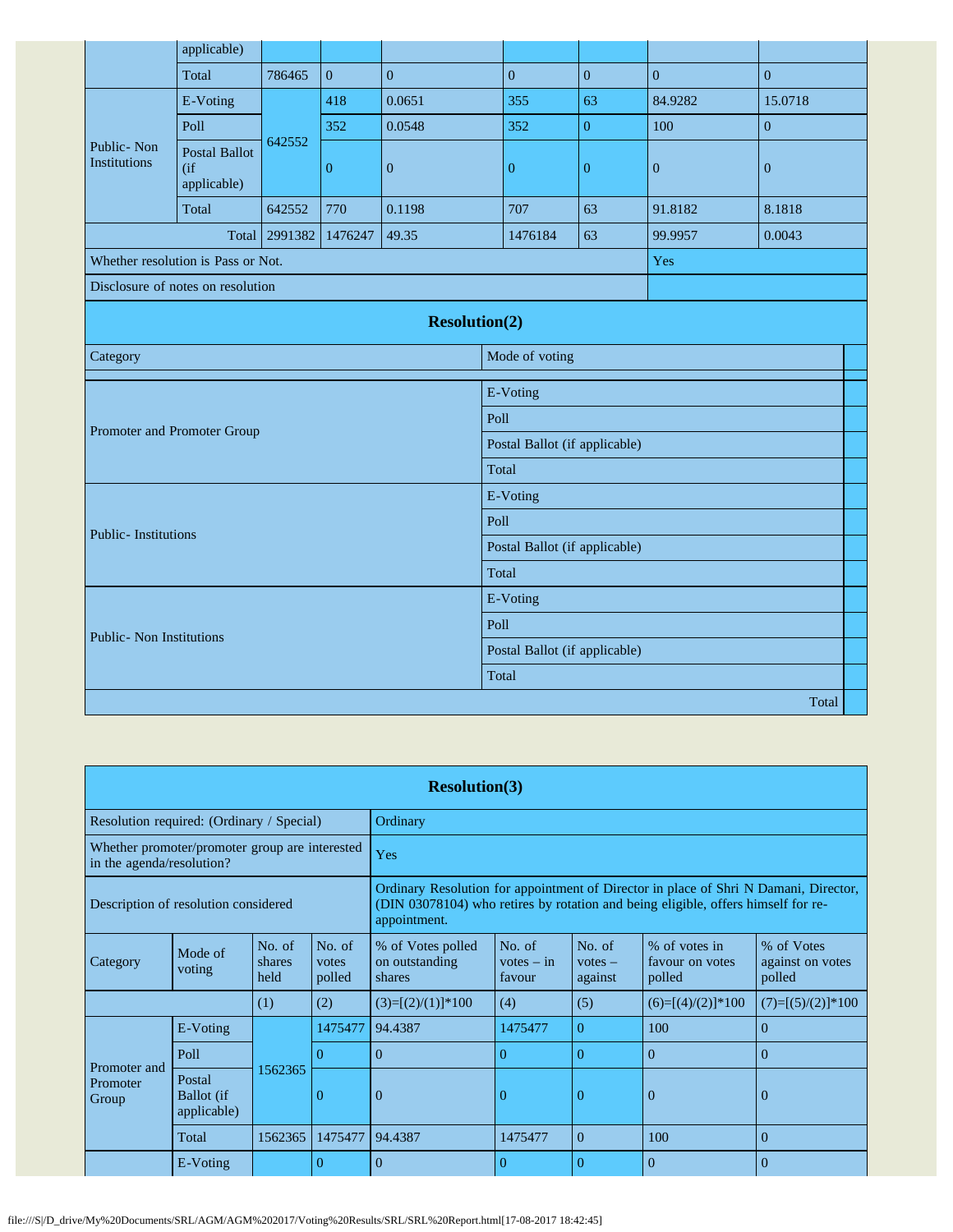| Category | Mode of voting | No. of shares held | No. of votes polled | % of Votes polled on outstanding shares | No. of votes – in favour | No. of votes – against | % of votes in favour on votes polled | % of Votes against on votes polled |
|---|---|---|---|---|---|---|---|---|
| | Postal Ballot (if applicable) | | | | | | | |
| | Total | 786465 | 0 | 0 | 0 | 0 | 0 | 0 |
| Public- Non Institutions | E-Voting | 642552 | 418 | 0.0651 | 355 | 63 | 84.9282 | 15.0718 |
| | Poll | | 352 | 0.0548 | 352 | 0 | 100 | 0 |
| | Postal Ballot (if applicable) | | 0 | 0 | 0 | 0 | 0 | 0 |
| | Total | 642552 | 770 | 0.1198 | 707 | 63 | 91.8182 | 8.1818 |
| Total | | 2991382 | 1476247 | 49.35 | 1476184 | 63 | 99.9957 | 0.0043 |

| | |
|---|---|
| Whether resolution is Pass or Not. | Yes |
| Disclosure of notes on resolution | |

## Resolution(2)

| Category | Mode of voting | |
|---|---|---|
| Promoter and Promoter Group | E-Voting | |
| | Poll | |
| | Postal Ballot (if applicable) | |
| | Total | |
| Public- Institutions | E-Voting | |
| | Poll | |
| | Postal Ballot (if applicable) | |
| | Total | |
| Public- Non Institutions | E-Voting | |
| | Poll | |
| | Postal Ballot (if applicable) | |
| | Total | |
| | Total | |

## Resolution(3)

| | |
|---|---|
| Resolution required: (Ordinary / Special) | Ordinary |
| Whether promoter/promoter group are interested in the agenda/resolution? | Yes |
| Description of resolution considered | Ordinary Resolution for appointment of Director in place of Shri N Damani, Director, (DIN 03078104) who retires by rotation and being eligible, offers himself for re-appointment. |

| Category | Mode of voting | No. of shares held | No. of votes polled | % of Votes polled on outstanding shares | No. of votes – in favour | No. of votes – against | % of votes in favour on votes polled | % of Votes against on votes polled |
|---|---|---|---|---|---|---|---|---|
| | | (1) | (2) | (3)=[(2)/(1)]*100 | (4) | (5) | (6)=[(4)/(2)]*100 | (7)=[(5)/(2)]*100 |
| Promoter and Promoter Group | E-Voting | 1562365 | 1475477 | 94.4387 | 1475477 | 0 | 100 | 0 |
| | Poll | | 0 | 0 | 0 | 0 | 0 | 0 |
| | Postal Ballot (if applicable) | | 0 | 0 | 0 | 0 | 0 | 0 |
| | Total | 1562365 | 1475477 | 94.4387 | 1475477 | 0 | 100 | 0 |
| | E-Voting | | 0 | 0 | 0 | 0 | 0 | 0 |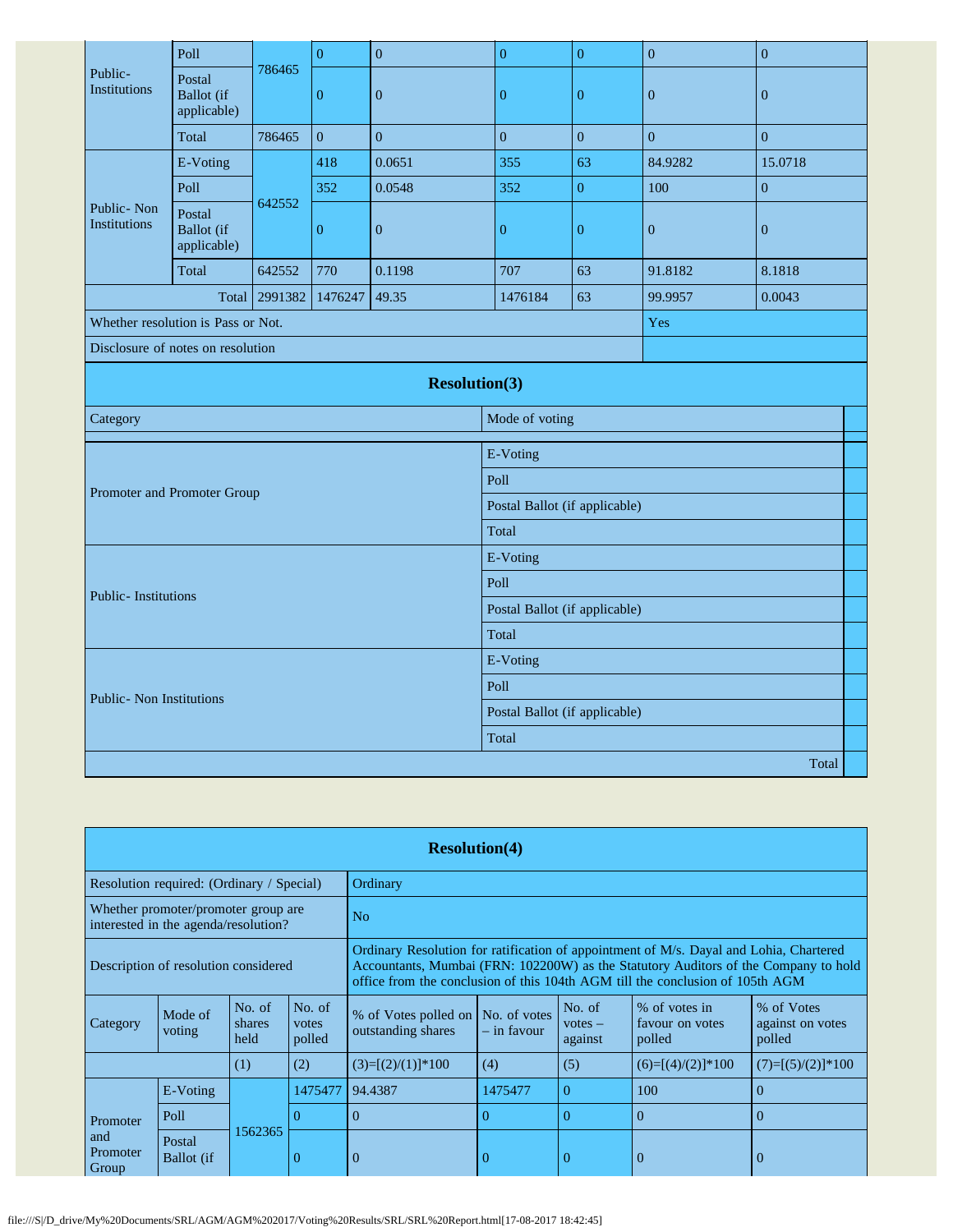| Category | Mode of voting | No. of shares held | No. of votes polled | % of Votes polled on outstanding shares | No. of votes – in favour | No. of votes – against | % of votes in favour on votes polled | % of Votes against on votes polled |
|---|---|---|---|---|---|---|---|---|
| Public- Institutions | Poll | 786465 | 0 | 0 | 0 | 0 | 0 | 0 |
| | Postal Ballot (if applicable) | | 0 | 0 | 0 | 0 | 0 | 0 |
| | Total | 786465 | 0 | 0 | 0 | 0 | 0 | 0 |
| Public- Non Institutions | E-Voting | 642552 | 418 | 0.0651 | 355 | 63 | 84.9282 | 15.0718 |
| | Poll | | 352 | 0.0548 | 352 | 0 | 100 | 0 |
| | Postal Ballot (if applicable) | | 0 | 0 | 0 | 0 | 0 | 0 |
| | Total | 642552 | 770 | 0.1198 | 707 | 63 | 91.8182 | 8.1818 |
| Total | | 2991382 | 1476247 | 49.35 | 1476184 | 63 | 99.9957 | 0.0043 |
| Whether resolution is Pass or Not. | | | | | | | Yes | |
| Disclosure of notes on resolution | | | | | | | | |

## Resolution(3)

| Category | Mode of voting | |
|---|---|---|
| Promoter and Promoter Group | E-Voting | |
| | Poll | |
| | Postal Ballot (if applicable) | |
| | Total | |
| Public- Institutions | E-Voting | |
| | Poll | |
| | Postal Ballot (if applicable) | |
| | Total | |
| Public- Non Institutions | E-Voting | |
| | Poll | |
| | Postal Ballot (if applicable) | |
| | Total | |
| | Total | |

## Resolution(4)

| | |
|---|---|
| Resolution required: (Ordinary / Special) | Ordinary |
| Whether promoter/promoter group are interested in the agenda/resolution? | No |
| Description of resolution considered | Ordinary Resolution for ratification of appointment of M/s. Dayal and Lohia, Chartered Accountants, Mumbai (FRN: 102200W) as the Statutory Auditors of the Company to hold office from the conclusion of this 104th AGM till the conclusion of 105th AGM |

| Category | Mode of voting | No. of shares held | No. of votes polled | % of Votes polled on outstanding shares | No. of votes – in favour | No. of votes – against | % of votes in favour on votes polled | % of Votes against on votes polled |
|---|---|---|---|---|---|---|---|---|
| | | (1) | (2) | (3)=[(2)/(1)]*100 | (4) | (5) | (6)=[(4)/(2)]*100 | (7)=[(5)/(2)]*100 |
| Promoter and Promoter Group | E-Voting | 1562365 | 1475477 | 94.4387 | 1475477 | 0 | 100 | 0 |
| | Poll | | 0 | 0 | 0 | 0 | 0 | 0 |
| | Postal Ballot (if | | 0 | 0 | 0 | 0 | 0 | 0 |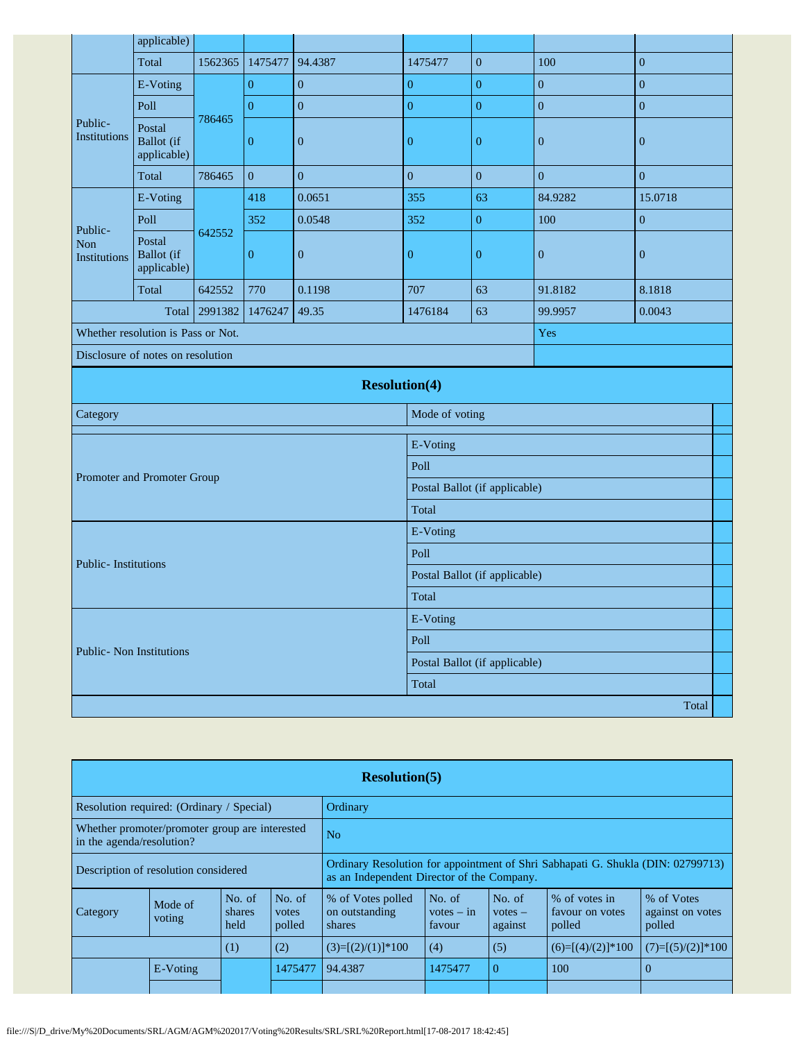| Category | Mode of voting | No. of shares held | No. of votes polled | % of Votes polled on outstanding shares | No. of votes – in favour | No. of votes – against | % of votes in favour on votes polled | % of Votes against on votes polled |
|---|---|---|---|---|---|---|---|---|
| | applicable) | | | | | | | |
| | Total | 1562365 | 1475477 | 94.4387 | 1475477 | 0 | 100 | 0 |
| Public- Institutions | E-Voting | 786465 | 0 | 0 | 0 | 0 | 0 | 0 |
| | Poll | | 0 | 0 | 0 | 0 | 0 | 0 |
| | Postal Ballot (if applicable) | | 0 | 0 | 0 | 0 | 0 | 0 |
| | Total | 786465 | 0 | 0 | 0 | 0 | 0 | 0 |
| Public- Non Institutions | E-Voting | 642552 | 418 | 0.0651 | 355 | 63 | 84.9282 | 15.0718 |
| | Poll | | 352 | 0.0548 | 352 | 0 | 100 | 0 |
| | Postal Ballot (if applicable) | | 0 | 0 | 0 | 0 | 0 | 0 |
| | Total | 642552 | 770 | 0.1198 | 707 | 63 | 91.8182 | 8.1818 |
| | Total | 2991382 | 1476247 | 49.35 | 1476184 | 63 | 99.9957 | 0.0043 |
| Whether resolution is Pass or Not. | | | | | | | Yes | |
| Disclosure of notes on resolution | | | | | | | | |

**Resolution(4)**

| Category | Mode of voting | |
|---|---|---|
| | | |
| Promoter and Promoter Group | E-Voting | |
| | Poll | |
| | Postal Ballot (if applicable) | |
| | Total | |
| Public- Institutions | E-Voting | |
| | Poll | |
| | Postal Ballot (if applicable) | |
| | Total | |
| Public- Non Institutions | E-Voting | |
| | Poll | |
| | Postal Ballot (if applicable) | |
| | Total | |
| | Total | |

**Resolution(5)**

| | |
|---|---|
| Resolution required: (Ordinary / Special) | Ordinary |
| Whether promoter/promoter group are interested in the agenda/resolution? | No |
| Description of resolution considered | Ordinary Resolution for appointment of Shri Sabhapati G. Shukla (DIN: 02799713) as an Independent Director of the Company. |

| Category | Mode of voting | No. of shares held | No. of votes polled | % of Votes polled on outstanding shares | No. of votes – in favour | No. of votes – against | % of votes in favour on votes polled | % of Votes against on votes polled |
|---|---|---|---|---|---|---|---|---|
| | | (1) | (2) | (3)=[(2)/(1)]*100 | (4) | (5) | (6)=[(4)/(2)]*100 | (7)=[(5)/(2)]*100 |
| | E-Voting | | 1475477 | 94.4387 | 1475477 | 0 | 100 | 0 |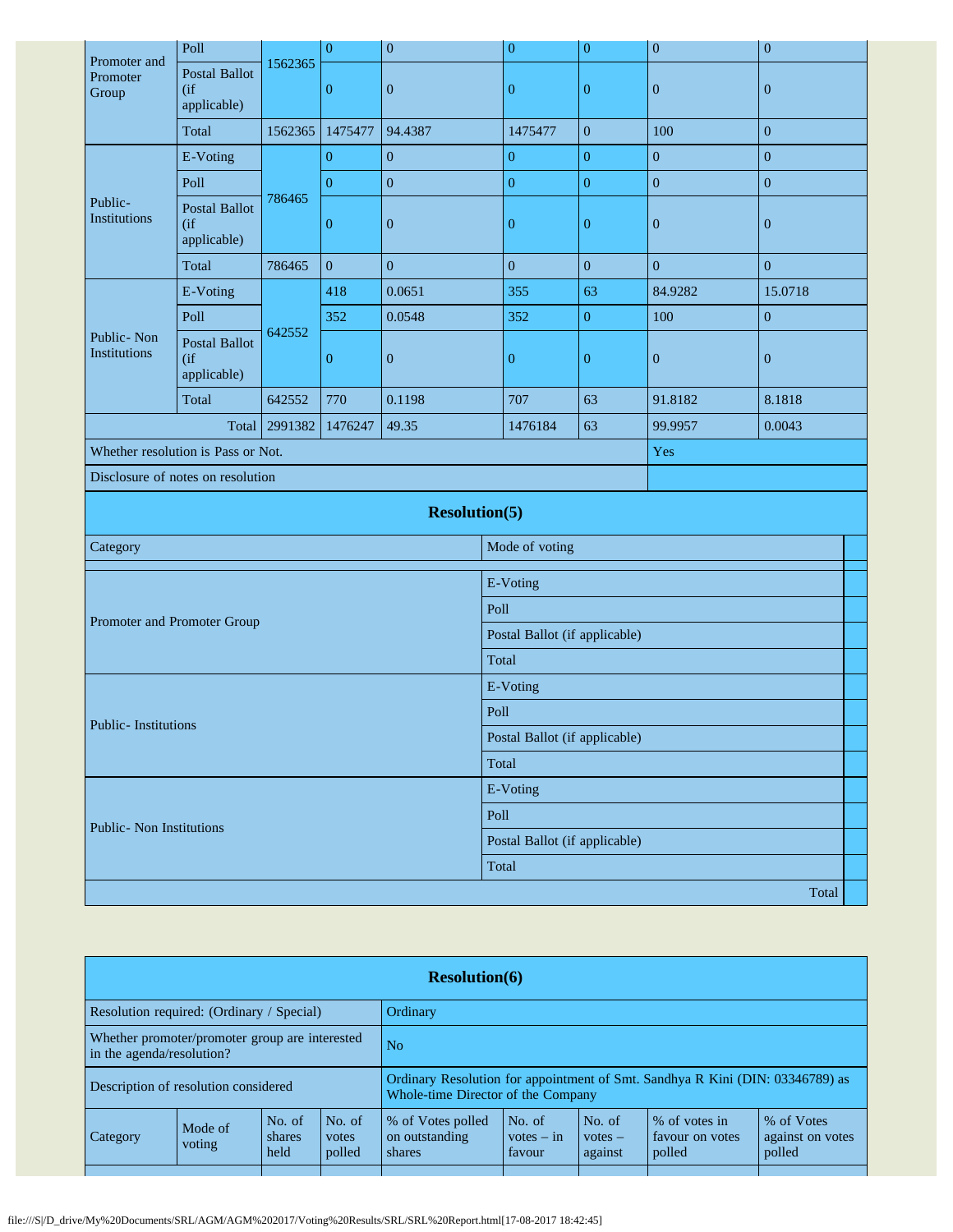| Category | Mode of voting | No. of shares held | No. of votes polled | % of Votes polled on outstanding shares | No. of votes – in favour | No. of votes – against | % of votes in favour on votes polled | % of Votes against on votes polled |
|---|---|---|---|---|---|---|---|---|
| Promoter and Promoter Group | Poll | 1562365 | 0 | 0 | 0 | 0 | 0 | 0 |
| | Postal Ballot (if applicable) | | 0 | 0 | 0 | 0 | 0 | 0 |
| | Total | 1562365 | 1475477 | 94.4387 | 1475477 | 0 | 100 | 0 |
| Public- Institutions | E-Voting | 786465 | 0 | 0 | 0 | 0 | 0 | 0 |
| | Poll | | 0 | 0 | 0 | 0 | 0 | 0 |
| | Postal Ballot (if applicable) | | 0 | 0 | 0 | 0 | 0 | 0 |
| | Total | 786465 | 0 | 0 | 0 | 0 | 0 | 0 |
| Public- Non Institutions | E-Voting | 642552 | 418 | 0.0651 | 355 | 63 | 84.9282 | 15.0718 |
| | Poll | | 352 | 0.0548 | 352 | 0 | 100 | 0 |
| | Postal Ballot (if applicable) | | 0 | 0 | 0 | 0 | 0 | 0 |
| | Total | 642552 | 770 | 0.1198 | 707 | 63 | 91.8182 | 8.1818 |
| | Total | 2991382 | 1476247 | 49.35 | 1476184 | 63 | 99.9957 | 0.0043 |
| Whether resolution is Pass or Not. | | | | | | | Yes | |
| Disclosure of notes on resolution | | | | | | | | |

## Resolution(5)

| Category | Mode of voting | |
|---|---|---|
| | | |
| Promoter and Promoter Group | E-Voting | |
| | Poll | |
| | Postal Ballot (if applicable) | |
| | Total | |
| Public- Institutions | E-Voting | |
| | Poll | |
| | Postal Ballot (if applicable) | |
| | Total | |
| Public- Non Institutions | E-Voting | |
| | Poll | |
| | Postal Ballot (if applicable) | |
| | Total | |
| | Total | |

## Resolution(6)

| | |
|---|---|
| Resolution required: (Ordinary / Special) | Ordinary |
| Whether promoter/promoter group are interested in the agenda/resolution? | No |
| Description of resolution considered | Ordinary Resolution for appointment of Smt. Sandhya R Kini (DIN: 03346789) as Whole-time Director of the Company |

| Category | Mode of voting | No. of shares held | No. of votes polled | % of Votes polled on outstanding shares | No. of votes – in favour | No. of votes – against | % of votes in favour on votes polled | % of Votes against on votes polled |
|---|---|---|---|---|---|---|---|---|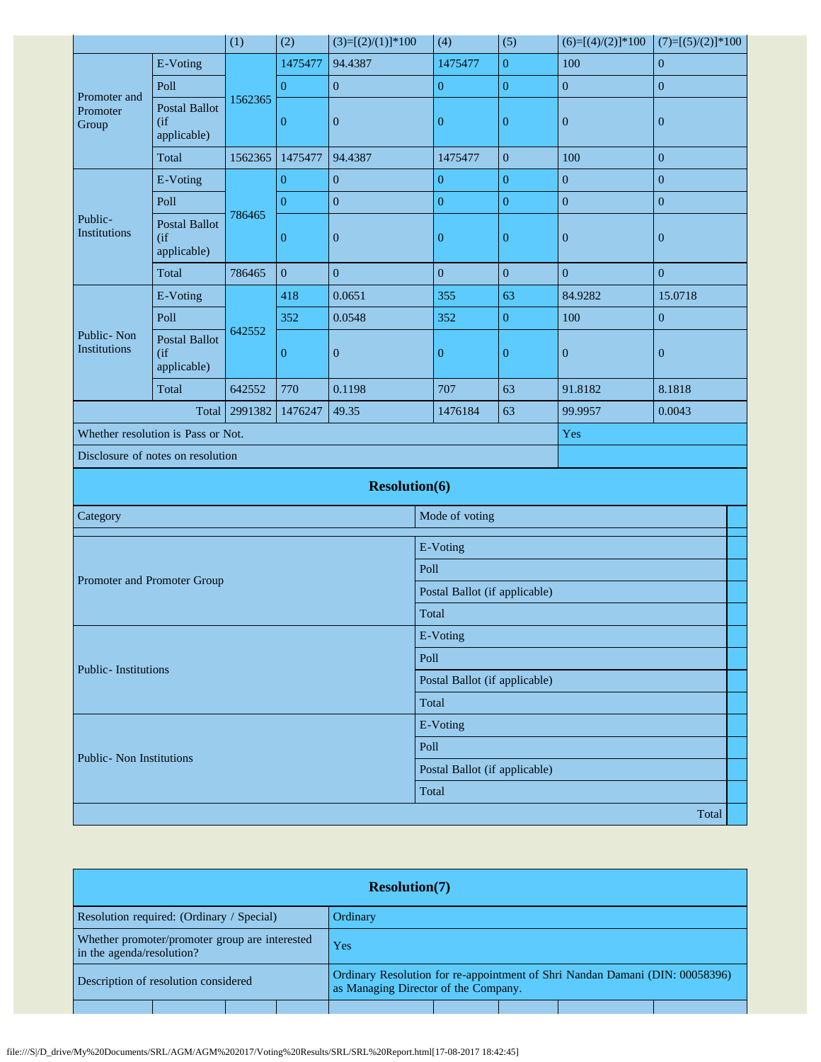| | | (1) | (2) | (3)=[(2)/(1)]*100 | (4) | (5) | (6)=[(4)/(2)]*100 | (7)=[(5)/(2)]*100 |
|---|---|---|---|---|---|---|---|---|
| Promoter and Promoter Group | E-Voting | 1562365 | 1475477 | 94.4387 | 1475477 | 0 | 100 | 0 |
| | Poll | | 0 | 0 | 0 | 0 | 0 | 0 |
| | Postal Ballot (if applicable) | | 0 | 0 | 0 | 0 | 0 | 0 |
| | Total | 1562365 | 1475477 | 94.4387 | 1475477 | 0 | 100 | 0 |
| Public- Institutions | E-Voting | 786465 | 0 | 0 | 0 | 0 | 0 | 0 |
| | Poll | | 0 | 0 | 0 | 0 | 0 | 0 |
| | Postal Ballot (if applicable) | | 0 | 0 | 0 | 0 | 0 | 0 |
| | Total | 786465 | 0 | 0 | 0 | 0 | 0 | 0 |
| Public- Non Institutions | E-Voting | 642552 | 418 | 0.0651 | 355 | 63 | 84.9282 | 15.0718 |
| | Poll | | 352 | 0.0548 | 352 | 0 | 100 | 0 |
| | Postal Ballot (if applicable) | | 0 | 0 | 0 | 0 | 0 | 0 |
| | Total | 642552 | 770 | 0.1198 | 707 | 63 | 91.8182 | 8.1818 |
| | Total | 2991382 | 1476247 | 49.35 | 1476184 | 63 | 99.9957 | 0.0043 |
| Whether resolution is Pass or Not. | | | | | | | Yes | |
| Disclosure of notes on resolution | | | | | | | | |

## Resolution(6)

| Category | Mode of voting | |
|---|---|---|
| | | |
| Promoter and Promoter Group | E-Voting | |
| | Poll | |
| | Postal Ballot (if applicable) | |
| | Total | |
| Public- Institutions | E-Voting | |
| | Poll | |
| | Postal Ballot (if applicable) | |
| | Total | |
| Public- Non Institutions | E-Voting | |
| | Poll | |
| | Postal Ballot (if applicable) | |
| | Total | |
| | Total | |

## Resolution(7)

| | |
|---|---|
| Resolution required: (Ordinary / Special) | Ordinary |
| Whether promoter/promoter group are interested in the agenda/resolution? | Yes |
| Description of resolution considered | Ordinary Resolution for re-appointment of Shri Nandan Damani (DIN: 00058396) as Managing Director of the Company. |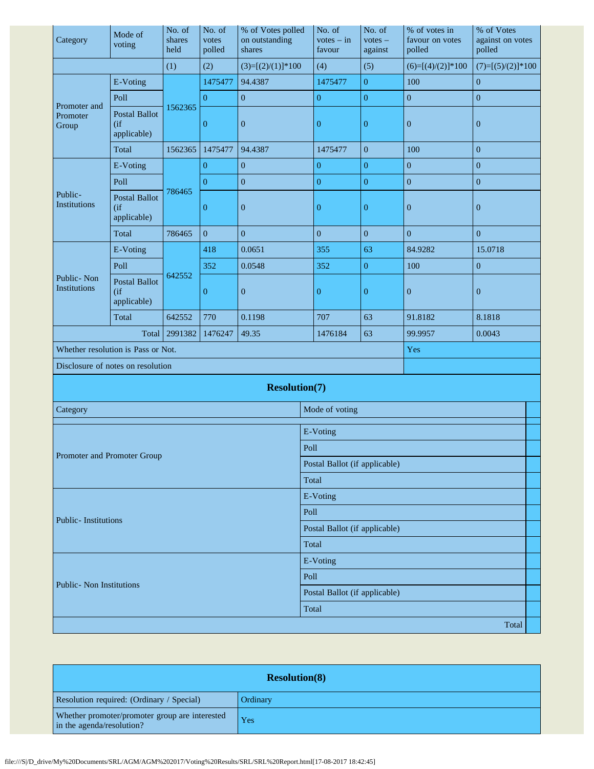| Category | Mode of voting | No. of shares held | No. of votes polled | % of Votes polled on outstanding shares | No. of votes – in favour | No. of votes – against | % of votes in favour on votes polled | % of Votes against on votes polled |
|---|---|---|---|---|---|---|---|---|
| | | (1) | (2) | (3)=[(2)/(1)]*100 | (4) | (5) | (6)=[(4)/(2)]*100 | (7)=[(5)/(2)]*100 |
| Promoter and Promoter Group | E-Voting | 1562365 | 1475477 | 94.4387 | 1475477 | 0 | 100 | 0 |
| | Poll | | 0 | 0 | 0 | 0 | 0 | 0 |
| | Postal Ballot (if applicable) | | 0 | 0 | 0 | 0 | 0 | 0 |
| | Total | 1562365 | 1475477 | 94.4387 | 1475477 | 0 | 100 | 0 |
| Public- Institutions | E-Voting | 786465 | 0 | 0 | 0 | 0 | 0 | 0 |
| | Poll | | 0 | 0 | 0 | 0 | 0 | 0 |
| | Postal Ballot (if applicable) | | 0 | 0 | 0 | 0 | 0 | 0 |
| | Total | 786465 | 0 | 0 | 0 | 0 | 0 | 0 |
| Public- Non Institutions | E-Voting | 642552 | 418 | 0.0651 | 355 | 63 | 84.9282 | 15.0718 |
| | Poll | | 352 | 0.0548 | 352 | 0 | 100 | 0 |
| | Postal Ballot (if applicable) | | 0 | 0 | 0 | 0 | 0 | 0 |
| | Total | 642552 | 770 | 0.1198 | 707 | 63 | 91.8182 | 8.1818 |
| | Total | 2991382 | 1476247 | 49.35 | 1476184 | 63 | 99.9957 | 0.0043 |
| Whether resolution is Pass or Not. | | | | | | | Yes | |
| Disclosure of notes on resolution | | | | | | | | |

**Resolution(7)**

| Category | Mode of voting | |
|---|---|---|
| | | |
| Promoter and Promoter Group | E-Voting | |
| | Poll | |
| | Postal Ballot (if applicable) | |
| | Total | |
| Public- Institutions | E-Voting | |
| | Poll | |
| | Postal Ballot (if applicable) | |
| | Total | |
| Public- Non Institutions | E-Voting | |
| | Poll | |
| | Postal Ballot (if applicable) | |
| | Total | |
| | Total | |

**Resolution(8)**

| Resolution required: (Ordinary / Special) | Ordinary |
|---|---|
| Whether promoter/promoter group are interested in the agenda/resolution? | Yes |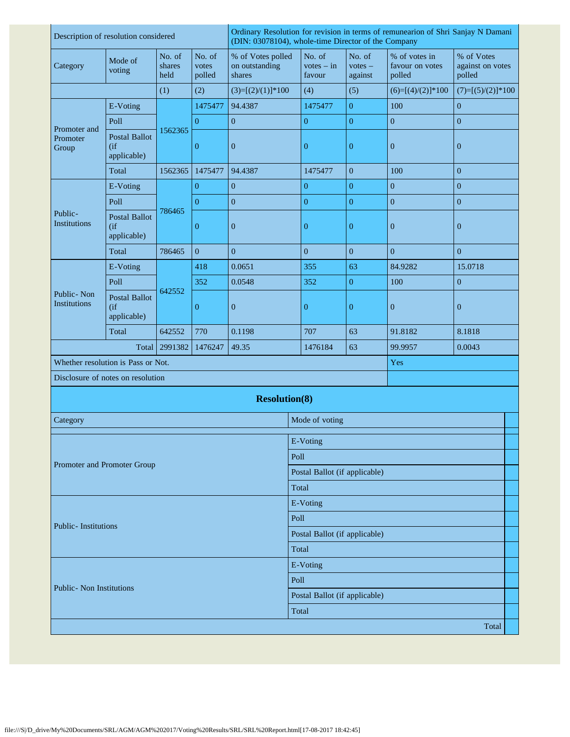| Description of resolution considered | | | | Ordinary Resolution for revision in terms of remunearion of Shri Sanjay N Damani (DIN: 03078104), whole-time Director of the Company | | | | |
|---|---|---|---|---|---|---|---|---|
| Category | Mode of voting | No. of shares held | No. of votes polled | % of Votes polled on outstanding shares | No. of votes – in favour | No. of votes – against | % of votes in favour on votes polled | % of Votes against on votes polled |
| | | (1) | (2) | (3)=[(2)/(1)]*100 | (4) | (5) | (6)=[(4)/(2)]*100 | (7)=[(5)/(2)]*100 |
| Promoter and Promoter Group | E-Voting | 1562365 | 1475477 | 94.4387 | 1475477 | 0 | 100 | 0 |
| | Poll | | 0 | 0 | 0 | 0 | 0 | 0 |
| | Postal Ballot (if applicable) | | 0 | 0 | 0 | 0 | 0 | 0 |
| | Total | 1562365 | 1475477 | 94.4387 | 1475477 | 0 | 100 | 0 |
| Public- Institutions | E-Voting | 786465 | 0 | 0 | 0 | 0 | 0 | 0 |
| | Poll | | 0 | 0 | 0 | 0 | 0 | 0 |
| | Postal Ballot (if applicable) | | 0 | 0 | 0 | 0 | 0 | 0 |
| | Total | 786465 | 0 | 0 | 0 | 0 | 0 | 0 |
| Public- Non Institutions | E-Voting | 642552 | 418 | 0.0651 | 355 | 63 | 84.9282 | 15.0718 |
| | Poll | | 352 | 0.0548 | 352 | 0 | 100 | 0 |
| | Postal Ballot (if applicable) | | 0 | 0 | 0 | 0 | 0 | 0 |
| | Total | 642552 | 770 | 0.1198 | 707 | 63 | 91.8182 | 8.1818 |
| | Total | 2991382 | 1476247 | 49.35 | 1476184 | 63 | 99.9957 | 0.0043 |
| Whether resolution is Pass or Not. | | | | | | | Yes | |
| Disclosure of notes on resolution | | | | | | | | |

## Resolution(8)

| Category | Mode of voting | |
|---|---|---|
| | | |
| Promoter and Promoter Group | E-Voting | |
| | Poll | |
| | Postal Ballot (if applicable) | |
| | Total | |
| Public- Institutions | E-Voting | |
| | Poll | |
| | Postal Ballot (if applicable) | |
| | Total | |
| Public- Non Institutions | E-Voting | |
| | Poll | |
| | Postal Ballot (if applicable) | |
| | Total | |
| | Total | |